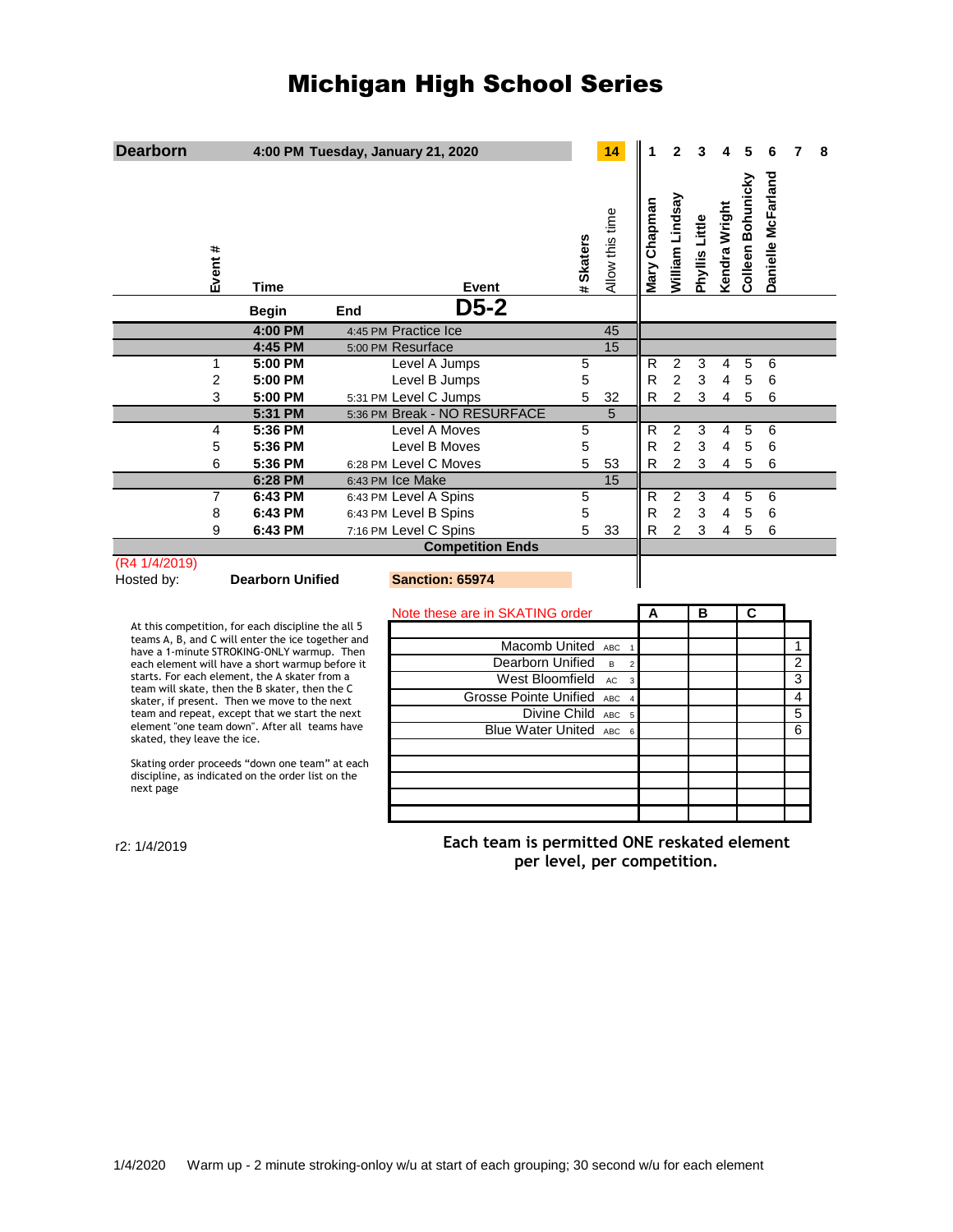# Michigan High School Series

| Dearborn | | 4:00 PM Tuesday, January 21, 2020 | | | 14 | 1 | 2 | 3 | 4 | 5 | 6 | 7 | 8 |
|---|---|---|---|---|---|---|---|---|---|---|---|---|---|
| Event # | Time | | Event | # Skaters | Allow this time | Mary Chapman | William Lindsay | Phyllis Little | Kendra Wright | Colleen Bohunicky | Danielle McFarland | | |
| | Begin | End | D5-2 | | | | | | | | | | |
| | 4:00 PM | 4:45 PM | Practice Ice | | 45 | | | | | | | | |
| | 4:45 PM | 5:00 PM | Resurface | | 15 | | | | | | | | |
| 1 | 5:00 PM | | Level A Jumps | 5 | | R | 2 | 3 | 4 | 5 | 6 | | |
| 2 | 5:00 PM | | Level B Jumps | 5 | | R | 2 | 3 | 4 | 5 | 6 | | |
| 3 | 5:00 PM | 5:31 PM | Level C Jumps | 5 | 32 | R | 2 | 3 | 4 | 5 | 6 | | |
| | 5:31 PM | 5:36 PM | Break - NO RESURFACE | | 5 | | | | | | | | |
| 4 | 5:36 PM | | Level A Moves | 5 | | R | 2 | 3 | 4 | 5 | 6 | | |
| 5 | 5:36 PM | | Level B Moves | 5 | | R | 2 | 3 | 4 | 5 | 6 | | |
| 6 | 5:36 PM | 6:28 PM | Level C Moves | 5 | 53 | R | 2 | 3 | 4 | 5 | 6 | | |
| | 6:28 PM | 6:43 PM | Ice Make | | 15 | | | | | | | | |
| 7 | 6:43 PM | 6:43 PM | Level A Spins | 5 | | R | 2 | 3 | 4 | 5 | 6 | | |
| 8 | 6:43 PM | 6:43 PM | Level B Spins | 5 | | R | 2 | 3 | 4 | 5 | 6 | | |
| 9 | 6:43 PM | 7:16 PM | Level C Spins | 5 | 33 | R | 2 | 3 | 4 | 5 | 6 | | |
| | | | Competition Ends | | | | | | | | | | |

(R4 1/4/2019)

Hosted by: **Dearborn Unified** **Sanction: 65974**

At this competition, for each discipline the all 5 teams A, B, and C will enter the ice together and have a 1-minute STROKING-ONLY warmup. Then each element will have a short warmup before it starts. For each element, the A skater from a team will skate, then the B skater, then the C skater, if present. Then we move to the next team and repeat, except that we start the next element "one team down". After all teams have skated, they leave the ice.

Skating order proceeds "down one team" at each discipline, as indicated on the order list on the next page

| Note these are in SKATING order | | A | B | C | |
|---|---|---|---|---|---|
| Macomb United | ABC 1 | | | | 1 |
| Dearborn Unified | B 2 | | | | 2 |
| West Bloomfield | AC 3 | | | | 3 |
| Grosse Pointe Unified | ABC 4 | | | | 4 |
| Divine Child | ABC 5 | | | | 5 |
| Blue Water United | ABC 6 | | | | 6 |

r2: 1/4/2019

**Each team is permitted ONE reskated element per level, per competition.**

1/4/2020 Warm up - 2 minute stroking-onloy w/u at start of each grouping; 30 second w/u for each element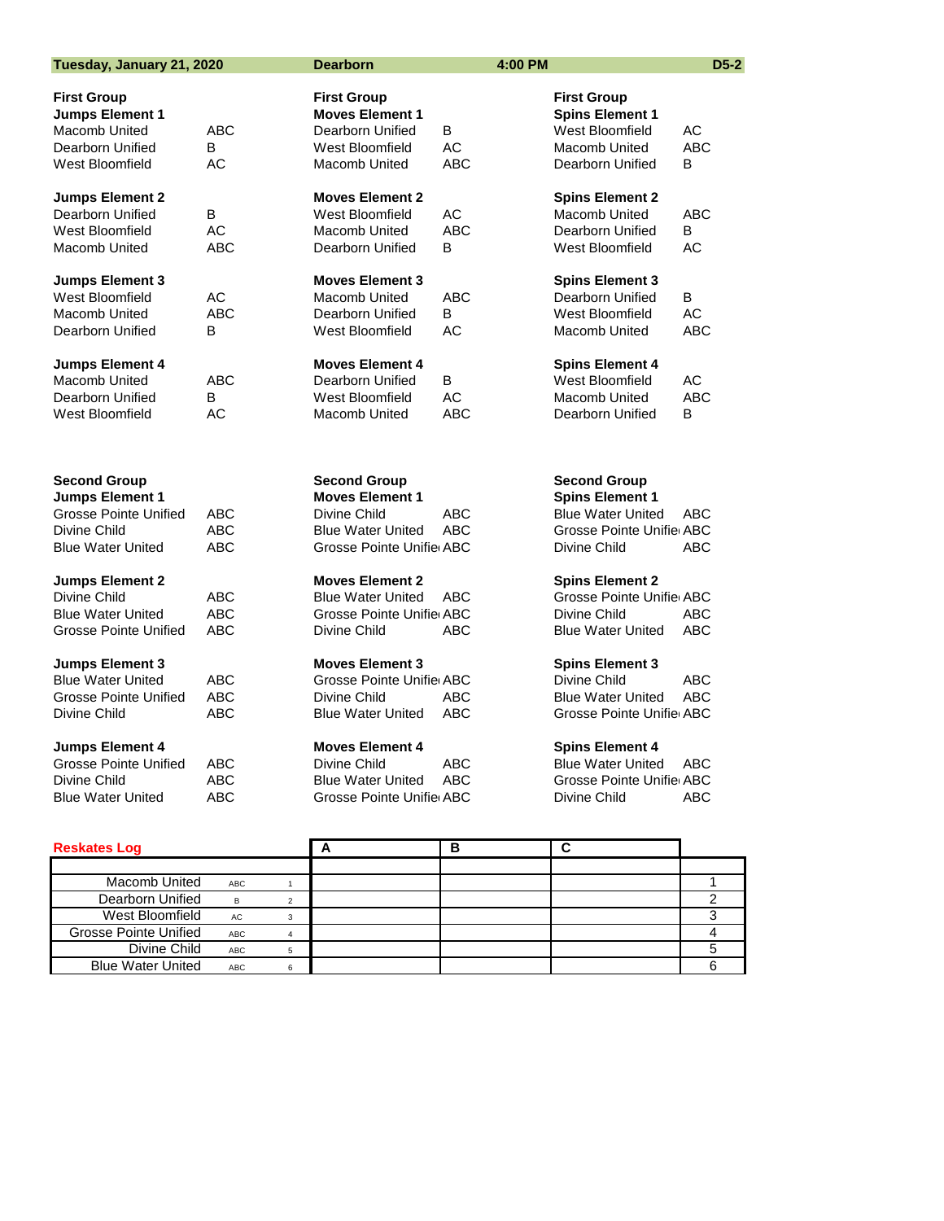**Tuesday, January 21, 2020** **Dearborn** **4:00 PM** **D5-2**

### First Group

| **Jumps Element 1** | | **Moves Element 1** | | **Spins Element 1** | |
|---|---|---|---|---|---|
| Macomb United | ABC | Dearborn Unified | B | West Bloomfield | AC |
| Dearborn Unified | B | West Bloomfield | AC | Macomb United | ABC |
| West Bloomfield | AC | Macomb United | ABC | Dearborn Unified | B |
| **Jumps Element 2** | | **Moves Element 2** | | **Spins Element 2** | |
| Dearborn Unified | B | West Bloomfield | AC | Macomb United | ABC |
| West Bloomfield | AC | Macomb United | ABC | Dearborn Unified | B |
| Macomb United | ABC | Dearborn Unified | B | West Bloomfield | AC |
| **Jumps Element 3** | | **Moves Element 3** | | **Spins Element 3** | |
| West Bloomfield | AC | Macomb United | ABC | Dearborn Unified | B |
| Macomb United | ABC | Dearborn Unified | B | West Bloomfield | AC |
| Dearborn Unified | B | West Bloomfield | AC | Macomb United | ABC |
| **Jumps Element 4** | | **Moves Element 4** | | **Spins Element 4** | |
| Macomb United | ABC | Dearborn Unified | B | West Bloomfield | AC |
| Dearborn Unified | B | West Bloomfield | AC | Macomb United | ABC |
| West Bloomfield | AC | Macomb United | ABC | Dearborn Unified | B |

### Second Group

| **Jumps Element 1** | | **Moves Element 1** | | **Spins Element 1** | |
|---|---|---|---|---|---|
| Grosse Pointe Unified | ABC | Divine Child | ABC | Blue Water United | ABC |
| Divine Child | ABC | Blue Water United | ABC | Grosse Pointe Unified | ABC |
| Blue Water United | ABC | Grosse Pointe Unified | ABC | Divine Child | ABC |
| **Jumps Element 2** | | **Moves Element 2** | | **Spins Element 2** | |
| Divine Child | ABC | Blue Water United | ABC | Grosse Pointe Unified | ABC |
| Blue Water United | ABC | Grosse Pointe Unified | ABC | Divine Child | ABC |
| Grosse Pointe Unified | ABC | Divine Child | ABC | Blue Water United | ABC |
| **Jumps Element 3** | | **Moves Element 3** | | **Spins Element 3** | |
| Blue Water United | ABC | Grosse Pointe Unified | ABC | Divine Child | ABC |
| Grosse Pointe Unified | ABC | Divine Child | ABC | Blue Water United | ABC |
| Divine Child | ABC | Blue Water United | ABC | Grosse Pointe Unified | ABC |
| **Jumps Element 4** | | **Moves Element 4** | | **Spins Element 4** | |
| Grosse Pointe Unified | ABC | Divine Child | ABC | Blue Water United | ABC |
| Divine Child | ABC | Blue Water United | ABC | Grosse Pointe Unified | ABC |
| Blue Water United | ABC | Grosse Pointe Unified | ABC | Divine Child | ABC |

### Reskates Log

| | | | A | B | C | |
|---|---|---|---|---|---|---|
| Macomb United | ABC | 1 | | | | 1 |
| Dearborn Unified | B | 2 | | | | 2 |
| West Bloomfield | AC | 3 | | | | 3 |
| Grosse Pointe Unified | ABC | 4 | | | | 4 |
| Divine Child | ABC | 5 | | | | 5 |
| Blue Water United | ABC | 6 | | | | 6 |